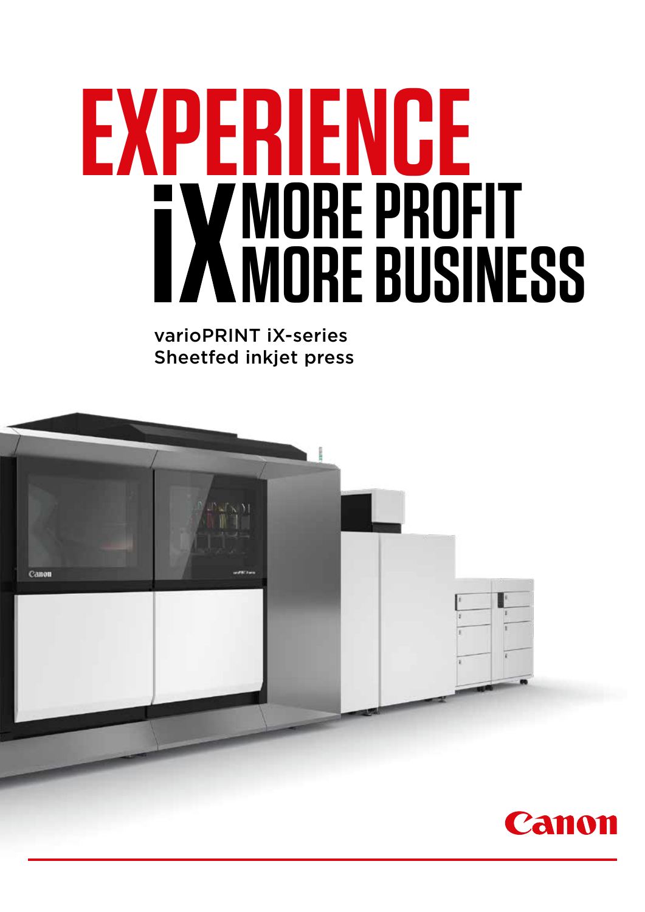# EXPERIENCE

## iX MORE PROFIT MORE BUSINESS

varioPRINT iX-series
Sheetfed inkjet press

Canon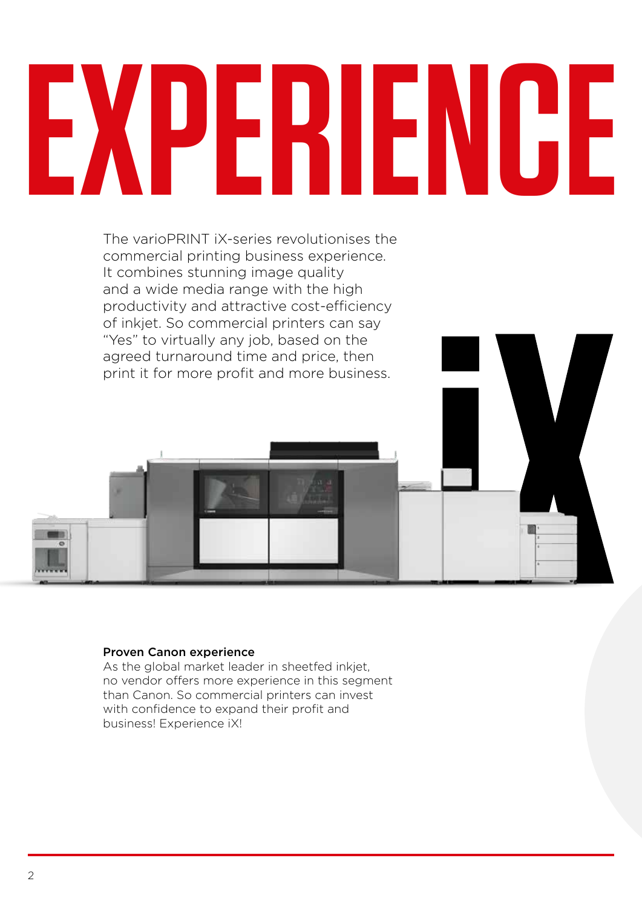# EXPERIENCE

The varioPRINT iX-series revolutionises the commercial printing business experience. It combines stunning image quality and a wide media range with the high productivity and attractive cost-efficiency of inkjet. So commercial printers can say "Yes" to virtually any job, based on the agreed turnaround time and price, then print it for more profit and more business.

**Proven Canon experience**
As the global market leader in sheetfed inkjet, no vendor offers more experience in this segment than Canon. So commercial printers can invest with confidence to expand their profit and business! Experience iX!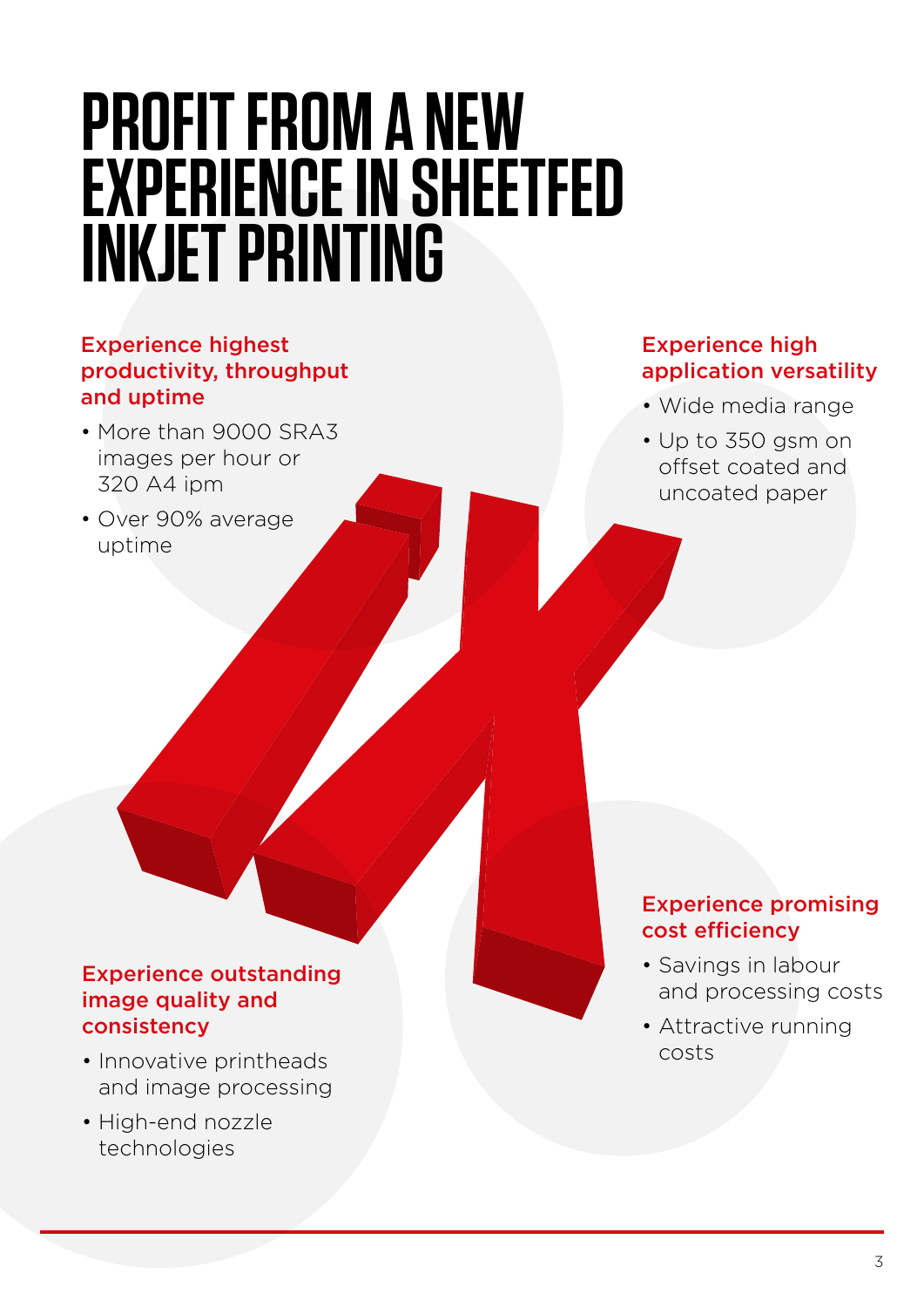# PROFIT FROM A NEW EXPERIENCE IN SHEETFED INKJET PRINTING

### Experience highest productivity, throughput and uptime

- More than 9000 SRA3 images per hour or 320 A4 ipm
- Over 90% average uptime

### Experience high application versatility

- Wide media range
- Up to 350 gsm on offset coated and uncoated paper

### Experience outstanding image quality and consistency

- Innovative printheads and image processing
- High-end nozzle technologies

### Experience promising cost efficiency

- Savings in labour and processing costs
- Attractive running costs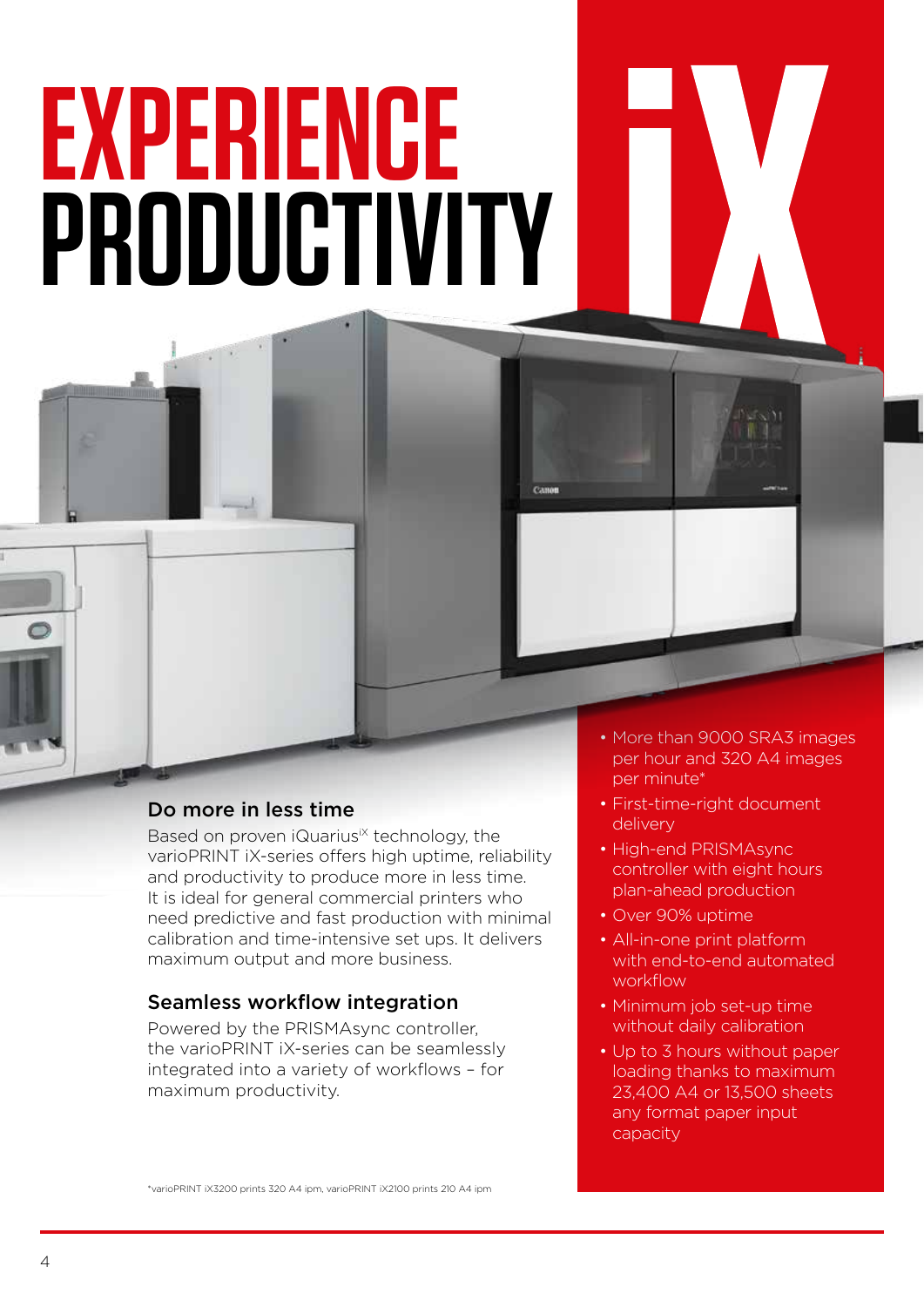# EXPERIENCE PRODUCTIVITY

iX

## Do more in less time

Based on proven iQarius[iX] technology, the varioPRINT iX-series offers high uptime, reliability and productivity to produce more in less time. It is ideal for general commercial printers who need predictive and fast production with minimal calibration and time-intensive set ups. It delivers maximum output and more business.

## Seamless workflow integration

Powered by the PRISMAsync controller, the varioPRINT iX-series can be seamlessly integrated into a variety of workflows – for maximum productivity.

- More than 9000 SRA3 images per hour and 320 A4 images per minute*
- First-time-right document delivery
- High-end PRISMAsync controller with eight hours plan-ahead production
- Over 90% uptime
- All-in-one print platform with end-to-end automated workflow
- Minimum job set-up time without daily calibration
- Up to 3 hours without paper loading thanks to maximum 23,400 A4 or 13,500 sheets any format paper input capacity

*varioPRINT iX3200 prints 320 A4 ipm, varioPRINT iX2100 prints 210 A4 ipm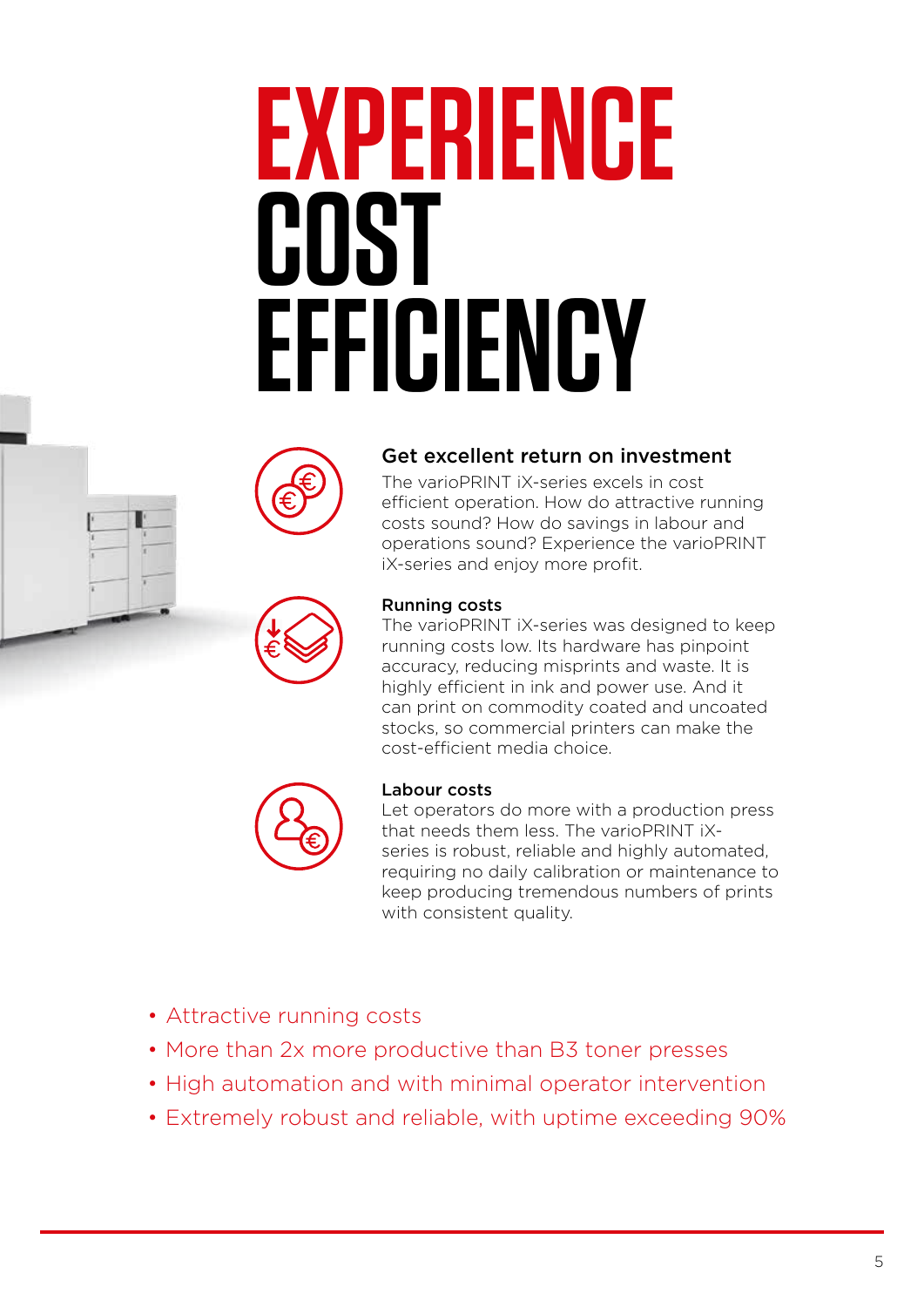# EXPERIENCE COST EFFICIENCY

## Get excellent return on investment

The varioPRINT iX-series excels in cost efficient operation. How do attractive running costs sound? How do savings in labour and operations sound? Experience the varioPRINT iX-series and enjoy more profit.

### Running costs

The varioPRINT iX-series was designed to keep running costs low. Its hardware has pinpoint accuracy, reducing misprints and waste. It is highly efficient in ink and power use. And it can print on commodity coated and uncoated stocks, so commercial printers can make the cost-efficient media choice.

### Labour costs

Let operators do more with a production press that needs them less. The varioPRINT iX-series is robust, reliable and highly automated, requiring no daily calibration or maintenance to keep producing tremendous numbers of prints with consistent quality.

- Attractive running costs
- More than 2x more productive than B3 toner presses
- High automation and with minimal operator intervention
- Extremely robust and reliable, with uptime exceeding 90%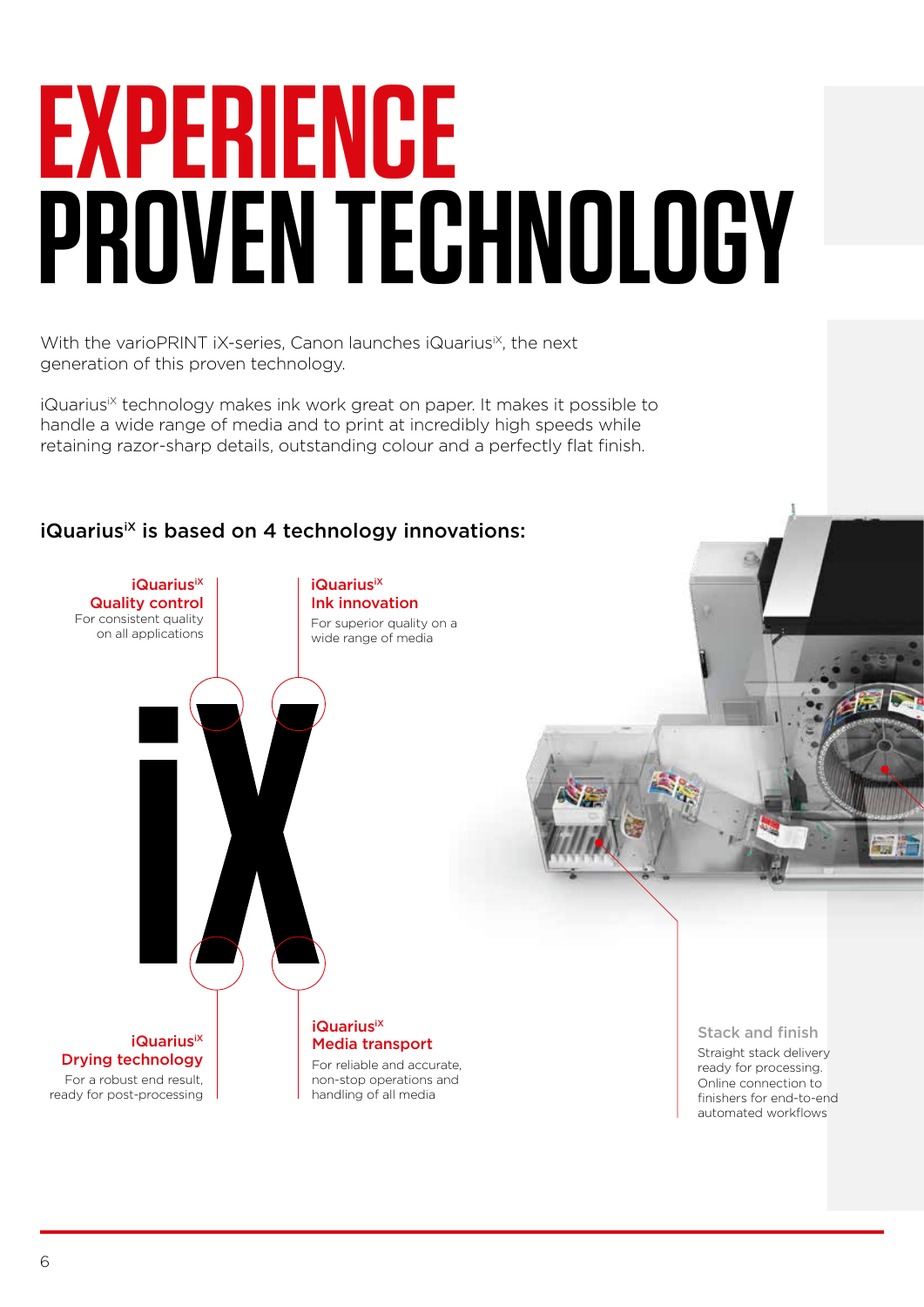# EXPERIENCE PROVEN TECHNOLOGY

With the varioPRINT iX-series, Canon launches iQuarius$^{iX}$, the next generation of this proven technology.

iQuarius$^{iX}$ technology makes ink work great on paper. It makes it possible to handle a wide range of media and to print at incredibly high speeds while retaining razor-sharp details, outstanding colour and a perfectly flat finish.

## iQuarius$^{iX}$ is based on 4 technology innovations:

**iQuarius$^{iX}$ Quality control**
For consistent quality on all applications

**iQuarius$^{iX}$ Ink innovation**
For superior quality on a wide range of media

**iQuarius$^{iX}$ Drying technology**
For a robust end result, ready for post-processing

**iQuarius$^{iX}$ Media transport**
For reliable and accurate, non-stop operations and handling of all media

**Stack and finish**
Straight stack delivery ready for processing. Online connection to finishers for end-to-end automated workflows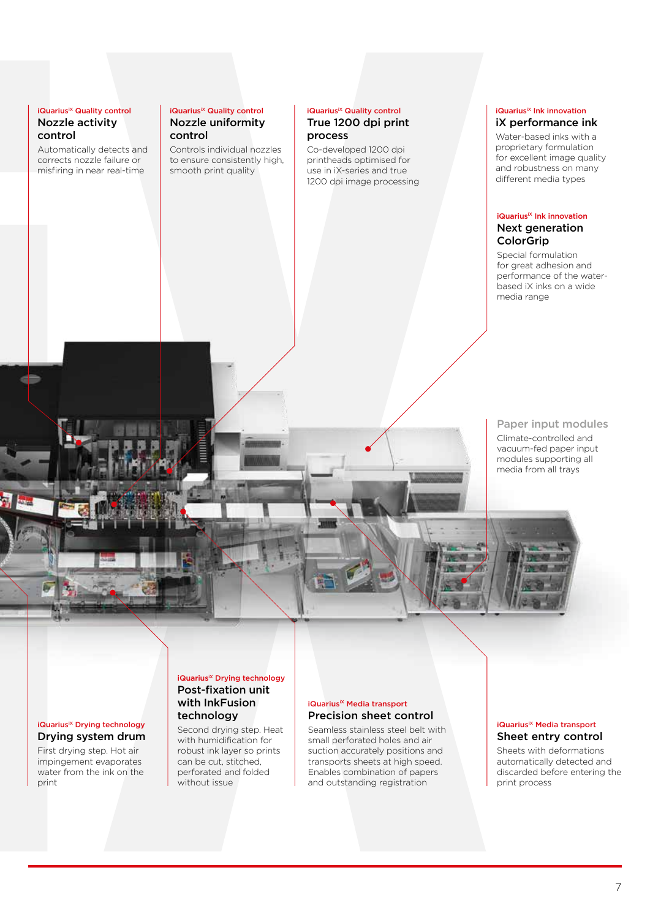iQuarius[iX] Quality control

### Nozzle activity control

Automatically detects and corrects nozzle failure or misfiring in near real-time

iQuarius[iX] Quality control

### Nozzle uniformity control

Controls individual nozzles to ensure consistently high, smooth print quality

iQuarius[iX] Quality control

### True 1200 dpi print process

Co-developed 1200 dpi printheads optimised for use in iX-series and true 1200 dpi image processing

iQuarius[iX] Ink innovation

### iX performance ink

Water-based inks with a proprietary formulation for excellent image quality and robustness on many different media types

iQuarius[iX] Ink innovation

### Next generation ColorGrip

Special formulation for great adhesion and performance of the water-based iX inks on a wide media range

### Paper input modules

Climate-controlled and vacuum-fed paper input modules supporting all media from all trays

iQuarius[iX] Drying technology

### Drying system drum

First drying step. Hot air impingement evaporates water from the ink on the print

iQuarius[iX] Drying technology

### Post-fixation unit with InkFusion technology

Second drying step. Heat with humidification for robust ink layer so prints can be cut, stitched, perforated and folded without issue

iQuarius[iX] Media transport

### Precision sheet control

Seamless stainless steel belt with small perforated holes and air suction accurately positions and transports sheets at high speed. Enables combination of papers and outstanding registration

iQuarius[iX] Media transport

### Sheet entry control

Sheets with deformations automatically detected and discarded before entering the print process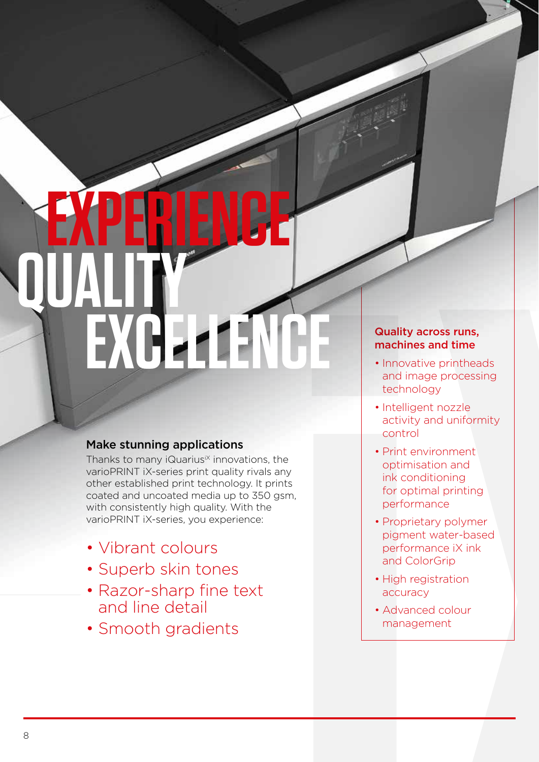# EXPERIENCE QUALITY EXCELLENCE

## Make stunning applications

Thanks to many iQuarius[iX] innovations, the varioPRINT iX-series print quality rivals any other established print technology. It prints coated and uncoated media up to 350 gsm, with consistently high quality. With the varioPRINT iX-series, you experience:

- Vibrant colours
- Superb skin tones
- Razor-sharp fine text and line detail
- Smooth gradients

## Quality across runs, machines and time

- Innovative printheads and image processing technology
- Intelligent nozzle activity and uniformity control
- Print environment optimisation and ink conditioning for optimal printing performance
- Proprietary polymer pigment water-based performance iX ink and ColorGrip
- High registration accuracy
- Advanced colour management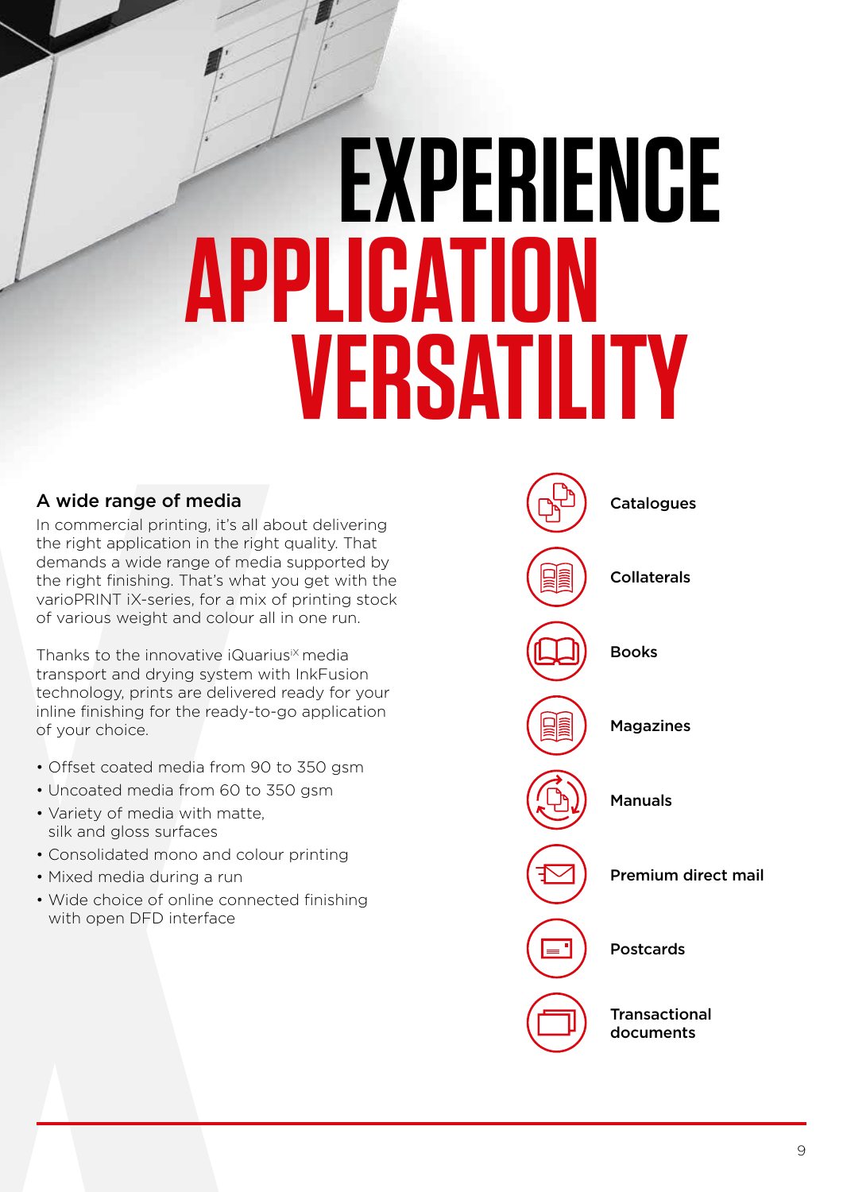# EXPERIENCE APPLICATION VERSATILITY

## A wide range of media

In commercial printing, it's all about delivering the right application in the right quality. That demands a wide range of media supported by the right finishing. That's what you get with the varioPRINT iX-series, for a mix of printing stock of various weight and colour all in one run.

Thanks to the innovative iQarius$^{iX}$ media transport and drying system with InkFusion technology, prints are delivered ready for your inline finishing for the ready-to-go application of your choice.

- Offset coated media from 90 to 350 gsm
- Uncoated media from 60 to 350 gsm
- Variety of media with matte, silk and gloss surfaces
- Consolidated mono and colour printing
- Mixed media during a run
- Wide choice of online connected finishing with open DFD interface

**Catalogues**

**Collaterals**

**Books**

**Magazines**

**Manuals**

**Premium direct mail**

**Postcards**

**Transactional documents**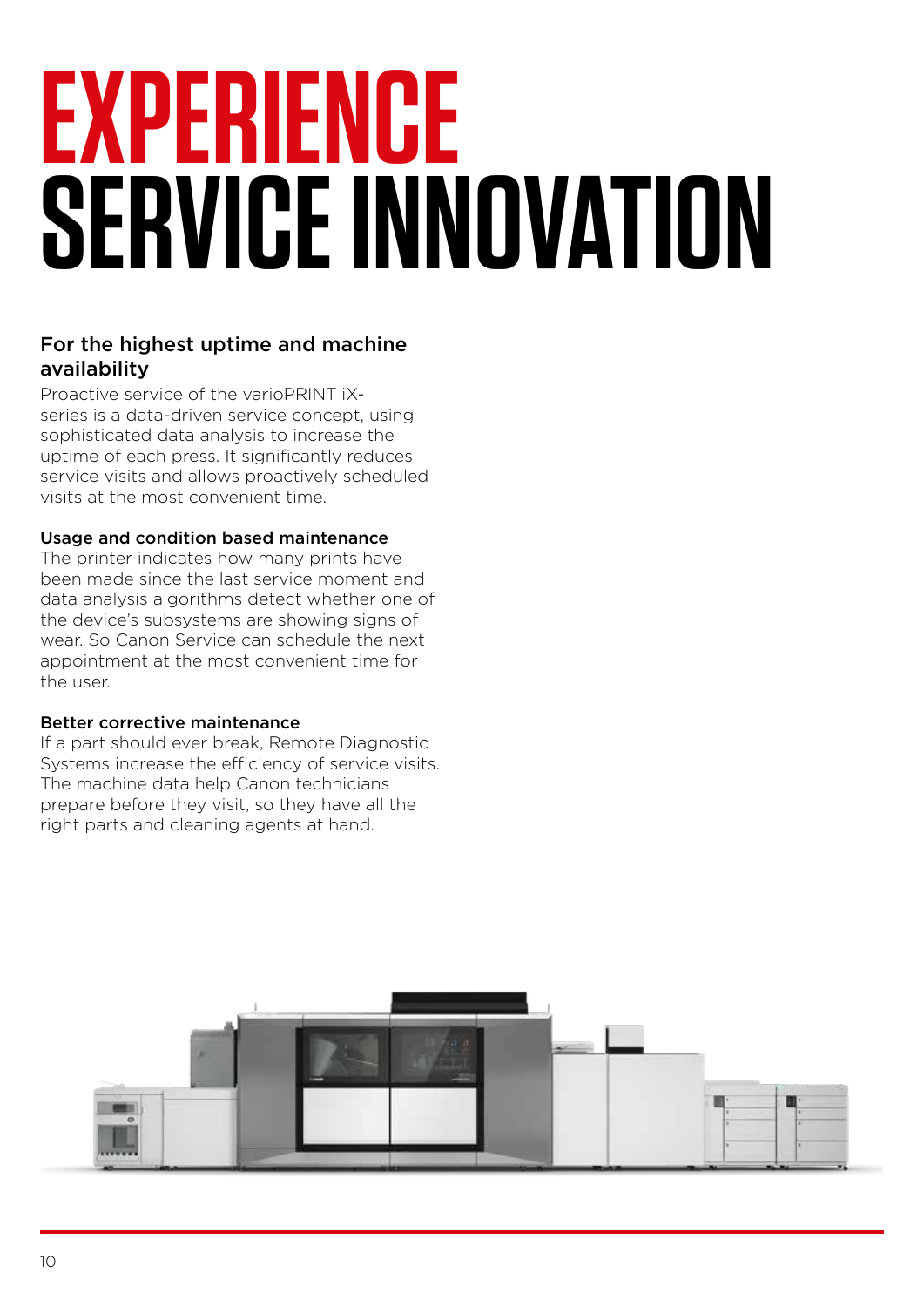# EXPERIENCE SERVICE INNOVATION

## For the highest uptime and machine availability

Proactive service of the varioPRINT iX-series is a data-driven service concept, using sophisticated data analysis to increase the uptime of each press. It significantly reduces service visits and allows proactively scheduled visits at the most convenient time.

### Usage and condition based maintenance

The printer indicates how many prints have been made since the last service moment and data analysis algorithms detect whether one of the device's subsystems are showing signs of wear. So Canon Service can schedule the next appointment at the most convenient time for the user.

### Better corrective maintenance

If a part should ever break, Remote Diagnostic Systems increase the efficiency of service visits. The machine data help Canon technicians prepare before they visit, so they have all the right parts and cleaning agents at hand.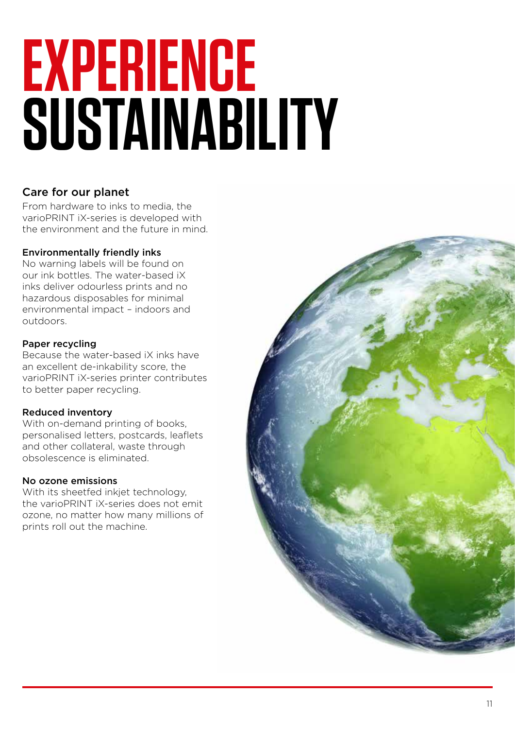# EXPERIENCE SUSTAINABILITY

## Care for our planet

From hardware to inks to media, the varioPRINT iX-series is developed with the environment and the future in mind.

### Environmentally friendly inks

No warning labels will be found on our ink bottles. The water-based iX inks deliver odourless prints and no hazardous disposables for minimal environmental impact – indoors and outdoors.

### Paper recycling

Because the water-based iX inks have an excellent de-inkability score, the varioPRINT iX-series printer contributes to better paper recycling.

### Reduced inventory

With on-demand printing of books, personalised letters, postcards, leaflets and other collateral, waste through obsolescence is eliminated.

### No ozone emissions

With its sheetfed inkjet technology, the varioPRINT iX-series does not emit ozone, no matter how many millions of prints roll out the machine.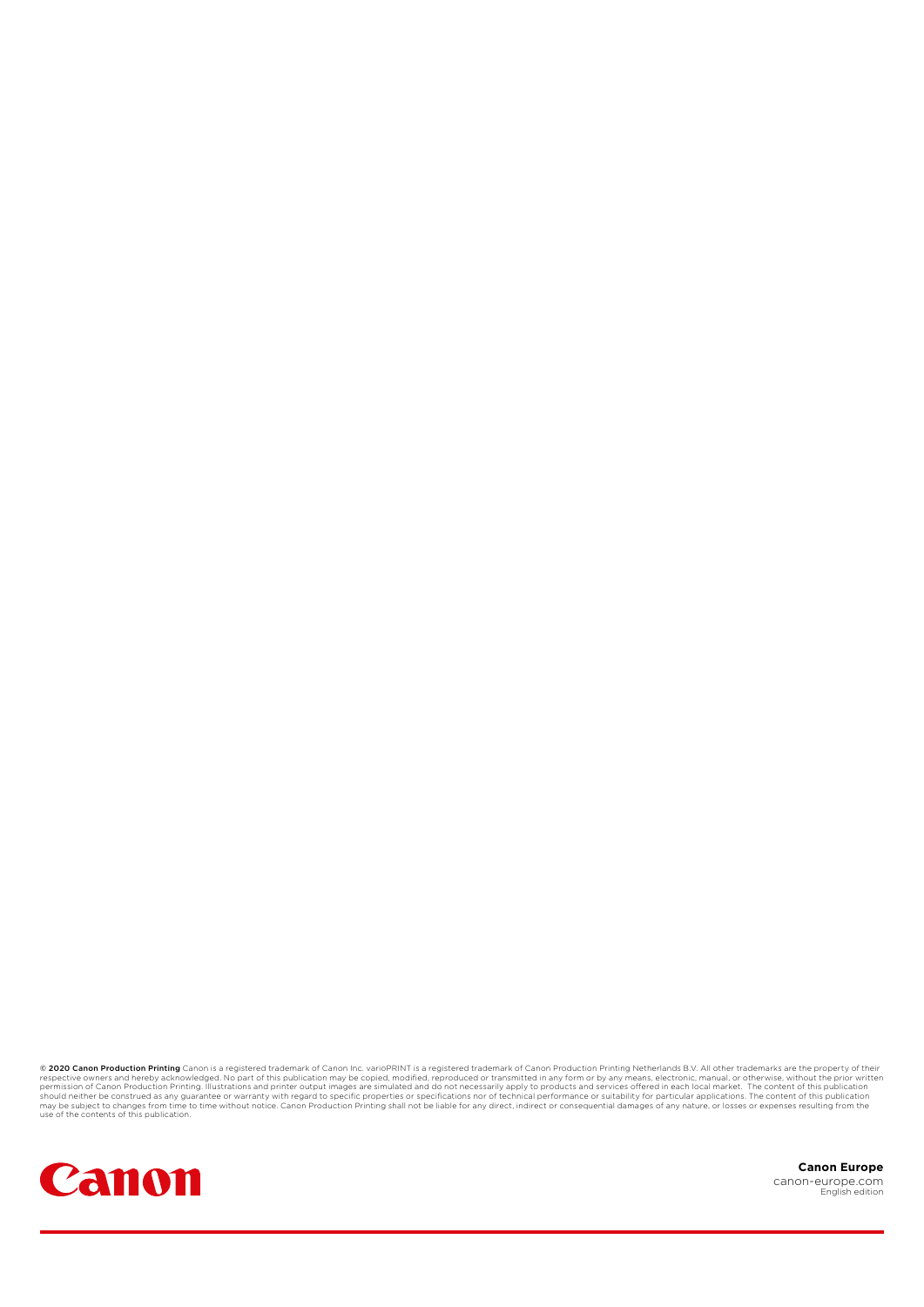**© 2020 Canon Production Printing** Canon is a registered trademark of Canon Inc. varioPRINT is a registered trademark of Canon Production Printing Netherlands B.V. All other trademarks are the property of their respective owners and hereby acknowledged. No part of this publication may be copied, modified, reproduced or transmitted in any form or by any means, electronic, manual, or otherwise, without the prior written permission of Canon Production Printing. Illustrations and printer output images are simulated and do not necessarily apply to products and services offered in each local market. The content of this publication should neither be construed as any guarantee or warranty with regard to specific properties or specifications nor of technical performance or suitability for particular applications. The content of this publication may be subject to changes from time to time without notice. Canon Production Printing shall not be liable for any direct, indirect or consequential damages of any nature, or losses or expenses resulting from the use of the contents of this publication.

Canon

**Canon Europe**
canon-europe.com
English edition